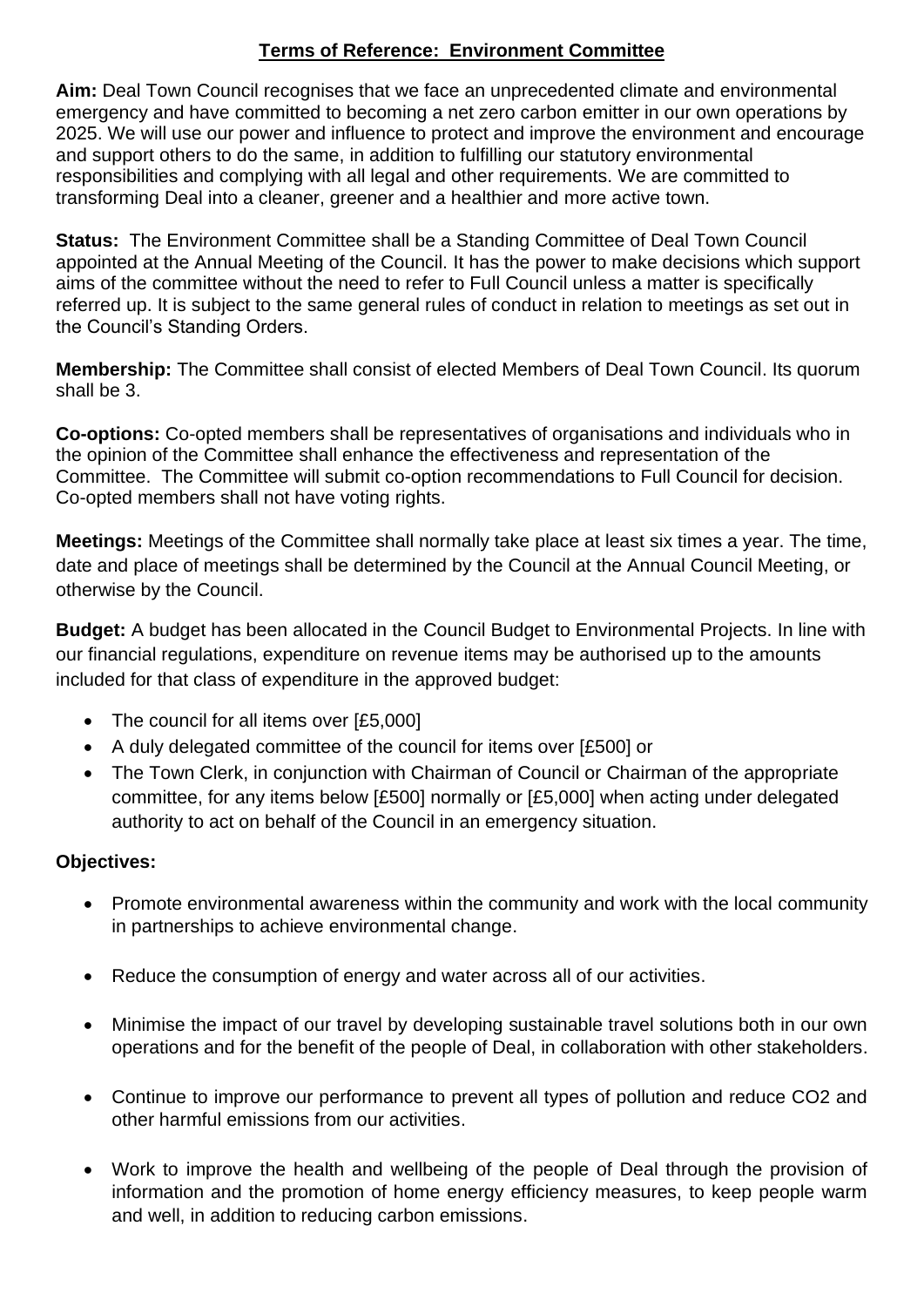# Terms of Reference: Environment Committee

**Aim:** Deal Town Council recognises that we face an unprecedented climate and environmental emergency and have committed to becoming a net zero carbon emitter in our own operations by 2025. We will use our power and influence to protect and improve the environment and encourage and support others to do the same, in addition to fulfilling our statutory environmental responsibilities and complying with all legal and other requirements. We are committed to transforming Deal into a cleaner, greener and a healthier and more active town.

**Status:** The Environment Committee shall be a Standing Committee of Deal Town Council appointed at the Annual Meeting of the Council. It has the power to make decisions which support aims of the committee without the need to refer to Full Council unless a matter is specifically referred up. It is subject to the same general rules of conduct in relation to meetings as set out in the Council's Standing Orders.

**Membership:** The Committee shall consist of elected Members of Deal Town Council. Its quorum shall be 3.

**Co-options:** Co-opted members shall be representatives of organisations and individuals who in the opinion of the Committee shall enhance the effectiveness and representation of the Committee. The Committee will submit co-option recommendations to Full Council for decision. Co-opted members shall not have voting rights.

**Meetings:** Meetings of the Committee shall normally take place at least six times a year. The time, date and place of meetings shall be determined by the Council at the Annual Council Meeting, or otherwise by the Council.

**Budget:** A budget has been allocated in the Council Budget to Environmental Projects. In line with our financial regulations, expenditure on revenue items may be authorised up to the amounts included for that class of expenditure in the approved budget:

- The council for all items over [£5,000]
- A duly delegated committee of the council for items over [£500] or
- The Town Clerk, in conjunction with Chairman of Council or Chairman of the appropriate committee, for any items below [£500] normally or [£5,000] when acting under delegated authority to act on behalf of the Council in an emergency situation.

**Objectives:**

- Promote environmental awareness within the community and work with the local community in partnerships to achieve environmental change.
- Reduce the consumption of energy and water across all of our activities.
- Minimise the impact of our travel by developing sustainable travel solutions both in our own operations and for the benefit of the people of Deal, in collaboration with other stakeholders.
- Continue to improve our performance to prevent all types of pollution and reduce $CO_2$ and other harmful emissions from our activities.
- Work to improve the health and wellbeing of the people of Deal through the provision of information and the promotion of home energy efficiency measures, to keep people warm and well, in addition to reducing carbon emissions.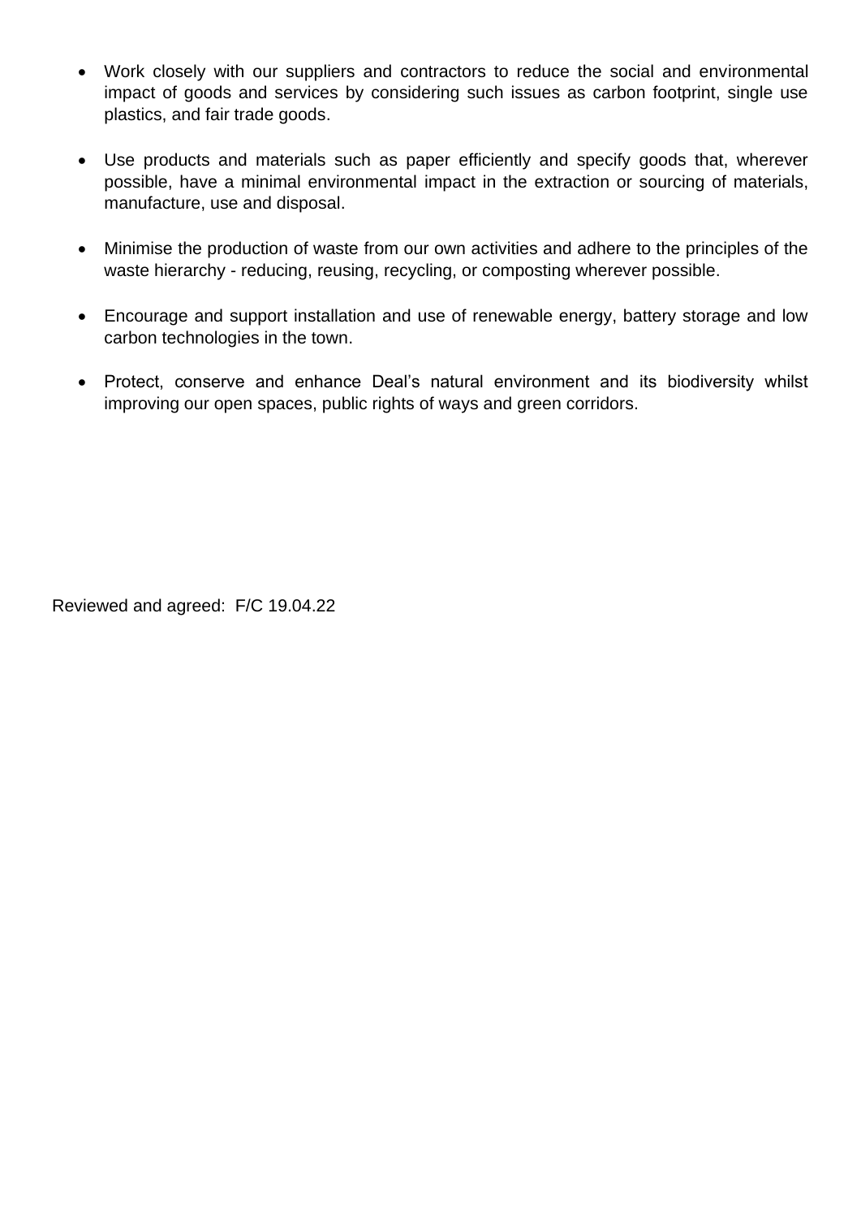- Work closely with our suppliers and contractors to reduce the social and environmental impact of goods and services by considering such issues as carbon footprint, single use plastics, and fair trade goods.

- Use products and materials such as paper efficiently and specify goods that, wherever possible, have a minimal environmental impact in the extraction or sourcing of materials, manufacture, use and disposal.

- Minimise the production of waste from our own activities and adhere to the principles of the waste hierarchy - reducing, reusing, recycling, or composting wherever possible.

- Encourage and support installation and use of renewable energy, battery storage and low carbon technologies in the town.

- Protect, conserve and enhance Deal's natural environment and its biodiversity whilst improving our open spaces, public rights of ways and green corridors.

Reviewed and agreed: F/C 19.04.22